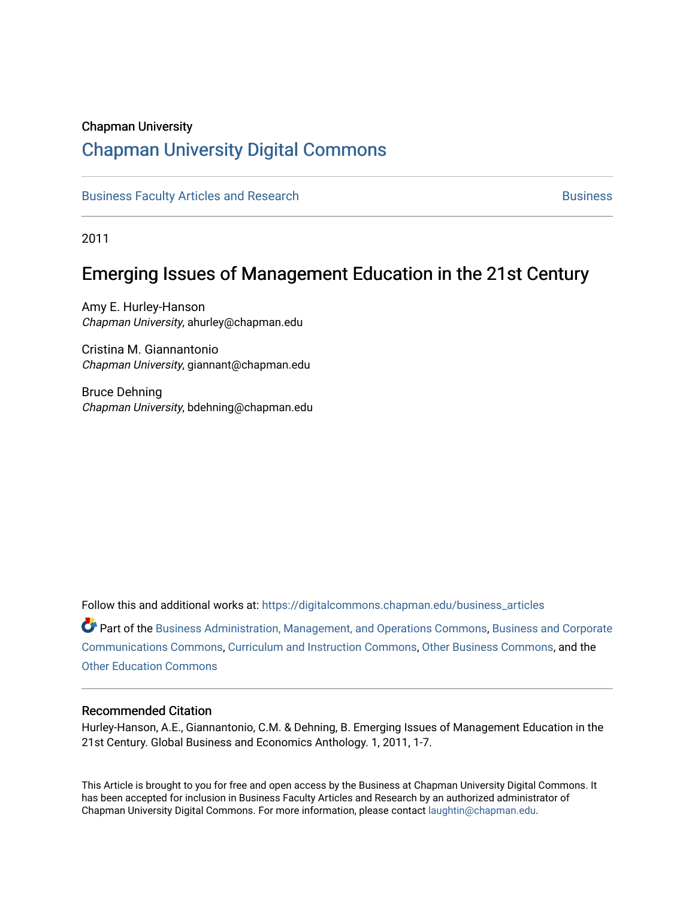Chapman University

## Chapman University Digital Commons

Business Faculty Articles and Research | Business

2011

# Emerging Issues of Management Education in the 21st Century

Amy E. Hurley-Hanson
*Chapman University*, ahurley@chapman.edu

Cristina M. Giannantonio
*Chapman University*, giannant@chapman.edu

Bruce Dehning
*Chapman University*, bdehning@chapman.edu

Follow this and additional works at: https://digitalcommons.chapman.edu/business_articles

Part of the Business Administration, Management, and Operations Commons, Business and Corporate Communications Commons, Curriculum and Instruction Commons, Other Business Commons, and the Other Education Commons

### Recommended Citation

Hurley-Hanson, A.E., Giannantonio, C.M. & Dehning, B. Emerging Issues of Management Education in the 21st Century. Global Business and Economics Anthology. 1, 2011, 1-7.

This Article is brought to you for free and open access by the Business at Chapman University Digital Commons. It has been accepted for inclusion in Business Faculty Articles and Research by an authorized administrator of Chapman University Digital Commons. For more information, please contact laughtin@chapman.edu.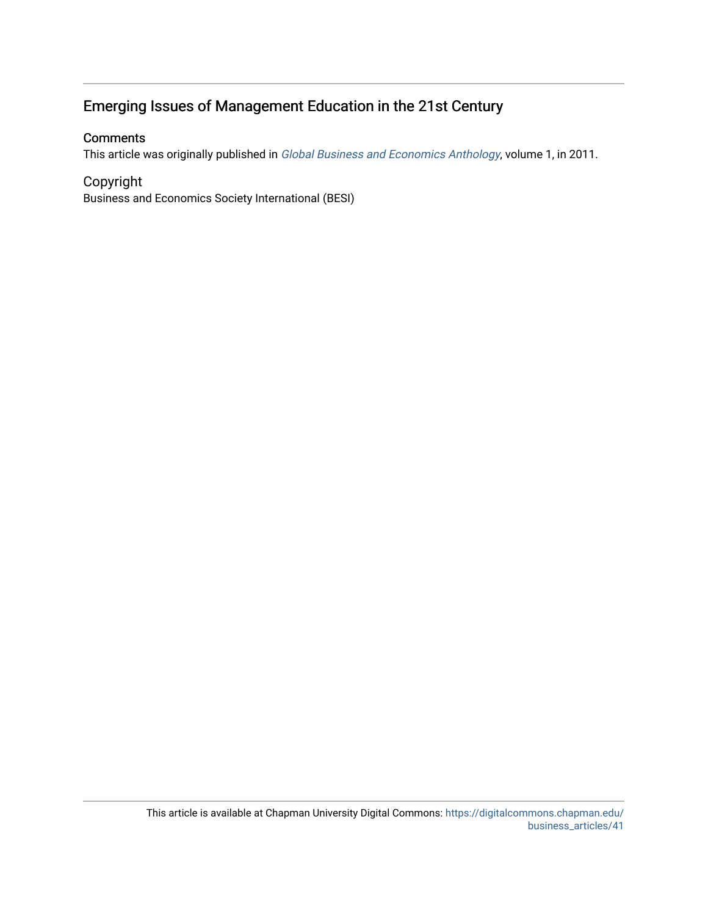# Emerging Issues of Management Education in the 21st Century

## Comments

This article was originally published in *Global Business and Economics Anthology*, volume 1, in 2011.

## Copyright

Business and Economics Society International (BESI)

This article is available at Chapman University Digital Commons: https://digitalcommons.chapman.edu/business_articles/41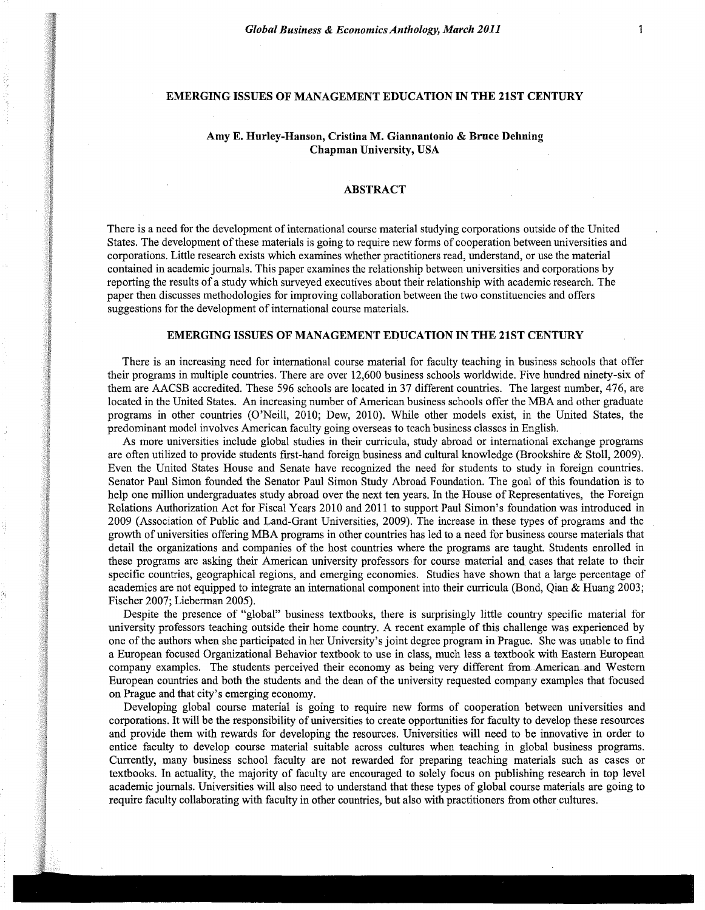# EMERGING ISSUES OF MANAGEMENT EDUCATION IN THE 21ST CENTURY

**Amy E. Hurley-Hanson, Cristina M. Giannantonio & Bruce Dehning**
**Chapman University, USA**

## ABSTRACT

There is a need for the development of international course material studying corporations outside of the United States. The development of these materials is going to require new forms of cooperation between universities and corporations. Little research exists which examines whether practitioners read, understand, or use the material contained in academic journals. This paper examines the relationship between universities and corporations by reporting the results of a study which surveyed executives about their relationship with academic research. The paper then discusses methodologies for improving collaboration between the two constituencies and offers suggestions for the development of international course materials.

## EMERGING ISSUES OF MANAGEMENT EDUCATION IN THE 21ST CENTURY

There is an increasing need for international course material for faculty teaching in business schools that offer their programs in multiple countries. There are over 12,600 business schools worldwide. Five hundred ninety-six of them are AACSB accredited. These 596 schools are located in 37 different countries. The largest number, 476, are located in the United States. An increasing number of American business schools offer the MBA and other graduate programs in other countries (O'Neill, 2010; Dew, 2010). While other models exist, in the United States, the predominant model involves American faculty going overseas to teach business classes in English.

As more universities include global studies in their curricula, study abroad or international exchange programs are often utilized to provide students first-hand foreign business and cultural knowledge (Brookshire & Stoll, 2009). Even the United States House and Senate have recognized the need for students to study in foreign countries. Senator Paul Simon founded the Senator Paul Simon Study Abroad Foundation. The goal of this foundation is to help one million undergraduates study abroad over the next ten years. In the House of Representatives, the Foreign Relations Authorization Act for Fiscal Years 2010 and 2011 to support Paul Simon's foundation was introduced in 2009 (Association of Public and Land-Grant Universities, 2009). The increase in these types of programs and the growth of universities offering MBA programs in other countries has led to a need for business course materials that detail the organizations and companies of the host countries where the programs are taught. Students enrolled in these programs are asking their American university professors for course material and cases that relate to their specific countries, geographical regions, and emerging economies. Studies have shown that a large percentage of academics are not equipped to integrate an international component into their curricula (Bond, Qian & Huang 2003; Fischer 2007; Lieberman 2005).

Despite the presence of "global" business textbooks, there is surprisingly little country specific material for university professors teaching outside their home country. A recent example of this challenge was experienced by one of the authors when she participated in her University's joint degree program in Prague. She was unable to find a European focused Organizational Behavior textbook to use in class, much less a textbook with Eastern European company examples. The students perceived their economy as being very different from American and Western European countries and both the students and the dean of the university requested company examples that focused on Prague and that city's emerging economy.

Developing global course material is going to require new forms of cooperation between universities and corporations. It will be the responsibility of universities to create opportunities for faculty to develop these resources and provide them with rewards for developing the resources. Universities will need to be innovative in order to entice faculty to develop course material suitable across cultures when teaching in global business programs. Currently, many business school faculty are not rewarded for preparing teaching materials such as cases or textbooks. In actuality, the majority of faculty are encouraged to solely focus on publishing research in top level academic journals. Universities will also need to understand that these types of global course materials are going to require faculty collaborating with faculty in other countries, but also with practitioners from other cultures.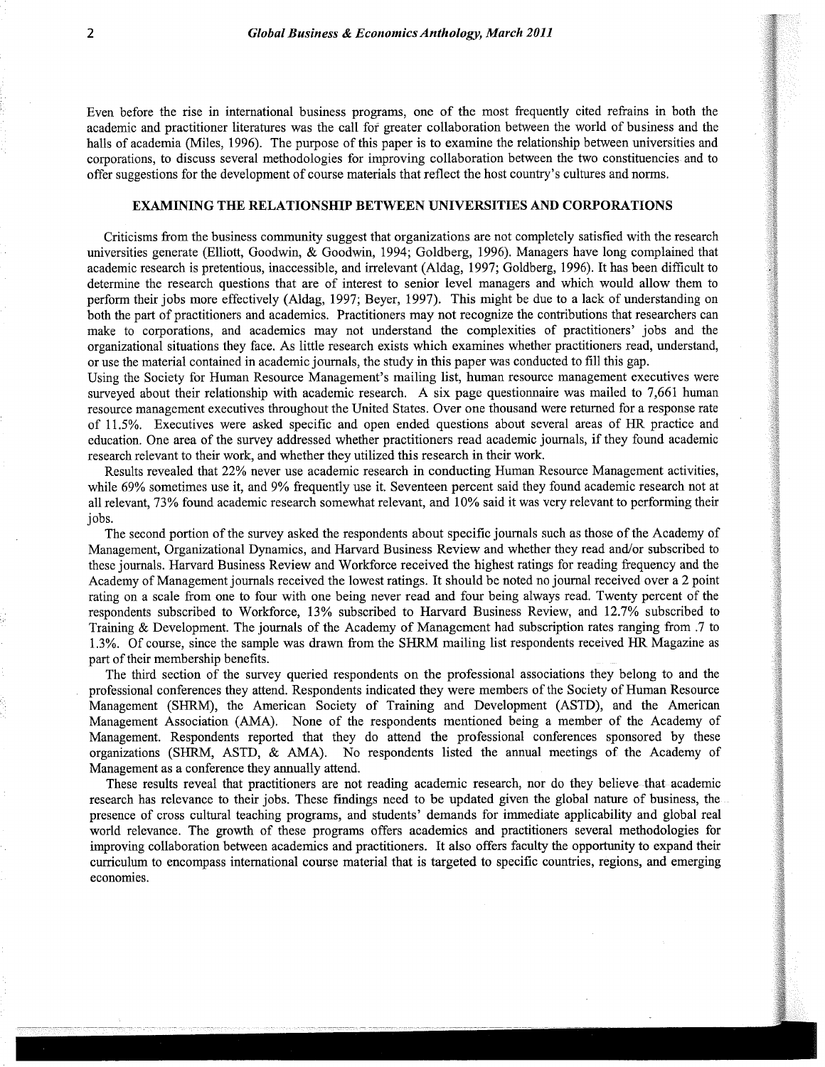Even before the rise in international business programs, one of the most frequently cited refrains in both the academic and practitioner literatures was the call for greater collaboration between the world of business and the halls of academia (Miles, 1996). The purpose of this paper is to examine the relationship between universities and corporations, to discuss several methodologies for improving collaboration between the two constituencies and to offer suggestions for the development of course materials that reflect the host country's cultures and norms.

## EXAMINING THE RELATIONSHIP BETWEEN UNIVERSITIES AND CORPORATIONS

Criticisms from the business community suggest that organizations are not completely satisfied with the research universities generate (Elliott, Goodwin, & Goodwin, 1994; Goldberg, 1996). Managers have long complained that academic research is pretentious, inaccessible, and irrelevant (Aldag, 1997; Goldberg, 1996). It has been difficult to determine the research questions that are of interest to senior level managers and which would allow them to perform their jobs more effectively (Aldag, 1997; Beyer, 1997). This might be due to a lack of understanding on both the part of practitioners and academics. Practitioners may not recognize the contributions that researchers can make to corporations, and academics may not understand the complexities of practitioners' jobs and the organizational situations they face. As little research exists which examines whether practitioners read, understand, or use the material contained in academic journals, the study in this paper was conducted to fill this gap.

Using the Society for Human Resource Management's mailing list, human resource management executives were surveyed about their relationship with academic research. A six page questionnaire was mailed to 7,661 human resource management executives throughout the United States. Over one thousand were returned for a response rate of 11.5%. Executives were asked specific and open ended questions about several areas of HR practice and education. One area of the survey addressed whether practitioners read academic journals, if they found academic research relevant to their work, and whether they utilized this research in their work.

Results revealed that 22% never use academic research in conducting Human Resource Management activities, while 69% sometimes use it, and 9% frequently use it. Seventeen percent said they found academic research not at all relevant, 73% found academic research somewhat relevant, and 10% said it was very relevant to performing their jobs.

The second portion of the survey asked the respondents about specific journals such as those of the Academy of Management, Organizational Dynamics, and Harvard Business Review and whether they read and/or subscribed to these journals. Harvard Business Review and Workforce received the highest ratings for reading frequency and the Academy of Management journals received the lowest ratings. It should be noted no journal received over a 2 point rating on a scale from one to four with one being never read and four being always read. Twenty percent of the respondents subscribed to Workforce, 13% subscribed to Harvard Business Review, and 12.7% subscribed to Training & Development. The journals of the Academy of Management had subscription rates ranging from .7 to 1.3%. Of course, since the sample was drawn from the SHRM mailing list respondents received HR Magazine as part of their membership benefits.

The third section of the survey queried respondents on the professional associations they belong to and the professional conferences they attend. Respondents indicated they were members of the Society of Human Resource Management (SHRM), the American Society of Training and Development (ASTD), and the American Management Association (AMA). None of the respondents mentioned being a member of the Academy of Management. Respondents reported that they do attend the professional conferences sponsored by these organizations (SHRM, ASTD, & AMA). No respondents listed the annual meetings of the Academy of Management as a conference they annually attend.

These results reveal that practitioners are not reading academic research, nor do they believe that academic research has relevance to their jobs. These findings need to be updated given the global nature of business, the presence of cross cultural teaching programs, and students' demands for immediate applicability and global real world relevance. The growth of these programs offers academics and practitioners several methodologies for improving collaboration between academics and practitioners. It also offers faculty the opportunity to expand their curriculum to encompass international course material that is targeted to specific countries, regions, and emerging economies.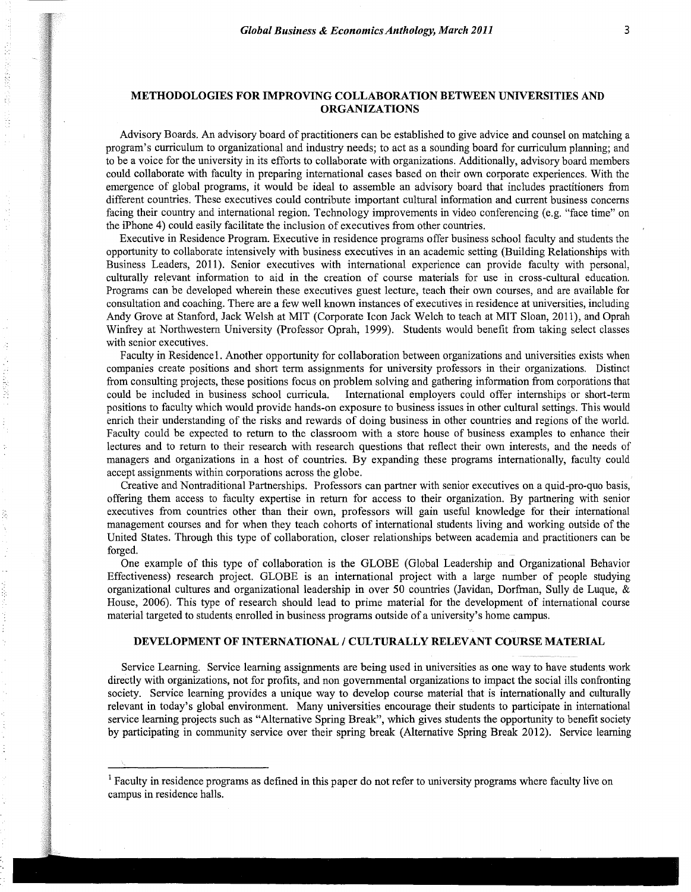## METHODOLOGIES FOR IMPROVING COLLABORATION BETWEEN UNIVERSITIES AND ORGANIZATIONS

Advisory Boards. An advisory board of practitioners can be established to give advice and counsel on matching a program's curriculum to organizational and industry needs; to act as a sounding board for curriculum planning; and to be a voice for the university in its efforts to collaborate with organizations. Additionally, advisory board members could collaborate with faculty in preparing international cases based on their own corporate experiences. With the emergence of global programs, it would be ideal to assemble an advisory board that includes practitioners from different countries. These executives could contribute important cultural information and current business concerns facing their country and international region. Technology improvements in video conferencing (e.g. "face time" on the iPhone 4) could easily facilitate the inclusion of executives from other countries.

Executive in Residence Program. Executive in residence programs offer business school faculty and students the opportunity to collaborate intensively with business executives in an academic setting (Building Relationships with Business Leaders, 2011). Senior executives with international experience can provide faculty with personal, culturally relevant information to aid in the creation of course materials for use in cross-cultural education. Programs can be developed wherein these executives guest lecture, teach their own courses, and are available for consultation and coaching. There are a few well known instances of executives in residence at universities, including Andy Grove at Stanford, Jack Welsh at MIT (Corporate Icon Jack Welch to teach at MIT Sloan, 2011), and Oprah Winfrey at Northwestern University (Professor Oprah, 1999). Students would benefit from taking select classes with senior executives.

Faculty in Residence[1]. Another opportunity for collaboration between organizations and universities exists when companies create positions and short term assignments for university professors in their organizations. Distinct from consulting projects, these positions focus on problem solving and gathering information from corporations that could be included in business school curricula. International employers could offer internships or short-term positions to faculty which would provide hands-on exposure to business issues in other cultural settings. This would enrich their understanding of the risks and rewards of doing business in other countries and regions of the world. Faculty could be expected to return to the classroom with a store house of business examples to enhance their lectures and to return to their research with research questions that reflect their own interests, and the needs of managers and organizations in a host of countries. By expanding these programs internationally, faculty could accept assignments within corporations across the globe.

Creative and Nontraditional Partnerships. Professors can partner with senior executives on a quid-pro-quo basis, offering them access to faculty expertise in return for access to their organization. By partnering with senior executives from countries other than their own, professors will gain useful knowledge for their international management courses and for when they teach cohorts of international students living and working outside of the United States. Through this type of collaboration, closer relationships between academia and practitioners can be forged.

One example of this type of collaboration is the GLOBE (Global Leadership and Organizational Behavior Effectiveness) research project. GLOBE is an international project with a large number of people studying organizational cultures and organizational leadership in over 50 countries (Javidan, Dorfman, Sully de Luque, & House, 2006). This type of research should lead to prime material for the development of international course material targeted to students enrolled in business programs outside of a university's home campus.

## DEVELOPMENT OF INTERNATIONAL / CULTURALLY RELEVANT COURSE MATERIAL

Service Learning. Service learning assignments are being used in universities as one way to have students work directly with organizations, not for profits, and non governmental organizations to impact the social ills confronting society. Service learning provides a unique way to develop course material that is internationally and culturally relevant in today's global environment. Many universities encourage their students to participate in international service learning projects such as "Alternative Spring Break", which gives students the opportunity to benefit society by participating in community service over their spring break (Alternative Spring Break 2012). Service learning

---

[1] Faculty in residence programs as defined in this paper do not refer to university programs where faculty live on campus in residence halls.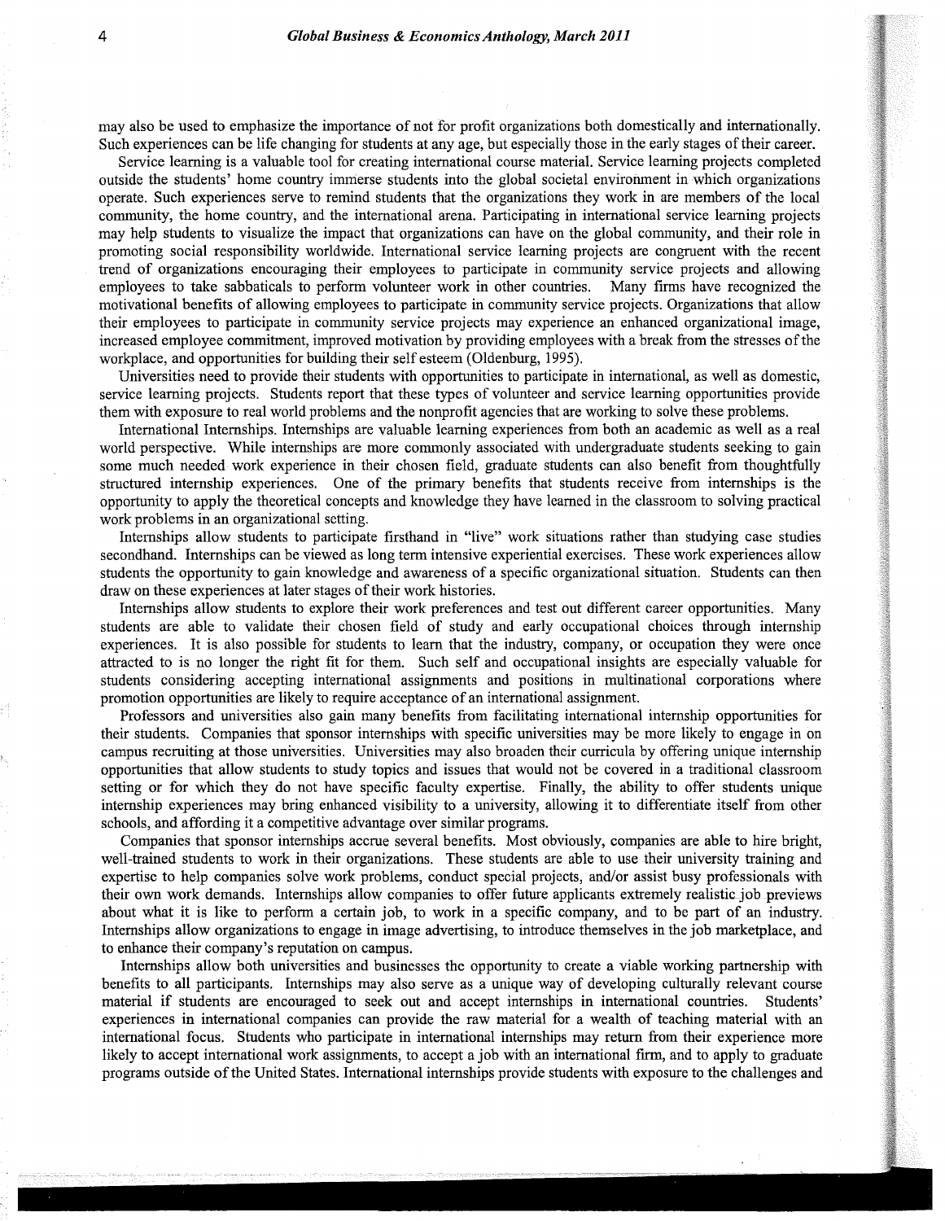may also be used to emphasize the importance of not for profit organizations both domestically and internationally. Such experiences can be life changing for students at any age, but especially those in the early stages of their career.

Service learning is a valuable tool for creating international course material. Service learning projects completed outside the students' home country immerse students into the global societal environment in which organizations operate. Such experiences serve to remind students that the organizations they work in are members of the local community, the home country, and the international arena. Participating in international service learning projects may help students to visualize the impact that organizations can have on the global community, and their role in promoting social responsibility worldwide. International service learning projects are congruent with the recent trend of organizations encouraging their employees to participate in community service projects and allowing employees to take sabbaticals to perform volunteer work in other countries. Many firms have recognized the motivational benefits of allowing employees to participate in community service projects. Organizations that allow their employees to participate in community service projects may experience an enhanced organizational image, increased employee commitment, improved motivation by providing employees with a break from the stresses of the workplace, and opportunities for building their self esteem (Oldenburg, 1995).

Universities need to provide their students with opportunities to participate in international, as well as domestic, service learning projects. Students report that these types of volunteer and service learning opportunities provide them with exposure to real world problems and the nonprofit agencies that are working to solve these problems.

International Internships. Internships are valuable learning experiences from both an academic as well as a real world perspective. While internships are more commonly associated with undergraduate students seeking to gain some much needed work experience in their chosen field, graduate students can also benefit from thoughtfully structured internship experiences. One of the primary benefits that students receive from internships is the opportunity to apply the theoretical concepts and knowledge they have learned in the classroom to solving practical work problems in an organizational setting.

Internships allow students to participate firsthand in "live" work situations rather than studying case studies secondhand. Internships can be viewed as long term intensive experiential exercises. These work experiences allow students the opportunity to gain knowledge and awareness of a specific organizational situation. Students can then draw on these experiences at later stages of their work histories.

Internships allow students to explore their work preferences and test out different career opportunities. Many students are able to validate their chosen field of study and early occupational choices through internship experiences. It is also possible for students to learn that the industry, company, or occupation they were once attracted to is no longer the right fit for them. Such self and occupational insights are especially valuable for students considering accepting international assignments and positions in multinational corporations where promotion opportunities are likely to require acceptance of an international assignment.

Professors and universities also gain many benefits from facilitating international internship opportunities for their students. Companies that sponsor internships with specific universities may be more likely to engage in on campus recruiting at those universities. Universities may also broaden their curricula by offering unique internship opportunities that allow students to study topics and issues that would not be covered in a traditional classroom setting or for which they do not have specific faculty expertise. Finally, the ability to offer students unique internship experiences may bring enhanced visibility to a university, allowing it to differentiate itself from other schools, and affording it a competitive advantage over similar programs.

Companies that sponsor internships accrue several benefits. Most obviously, companies are able to hire bright, well-trained students to work in their organizations. These students are able to use their university training and expertise to help companies solve work problems, conduct special projects, and/or assist busy professionals with their own work demands. Internships allow companies to offer future applicants extremely realistic job previews about what it is like to perform a certain job, to work in a specific company, and to be part of an industry. Internships allow organizations to engage in image advertising, to introduce themselves in the job marketplace, and to enhance their company's reputation on campus.

Internships allow both universities and businesses the opportunity to create a viable working partnership with benefits to all participants. Internships may also serve as a unique way of developing culturally relevant course material if students are encouraged to seek out and accept internships in international countries. Students' experiences in international companies can provide the raw material for a wealth of teaching material with an international focus. Students who participate in international internships may return from their experience more likely to accept international work assignments, to accept a job with an international firm, and to apply to graduate programs outside of the United States. International internships provide students with exposure to the challenges and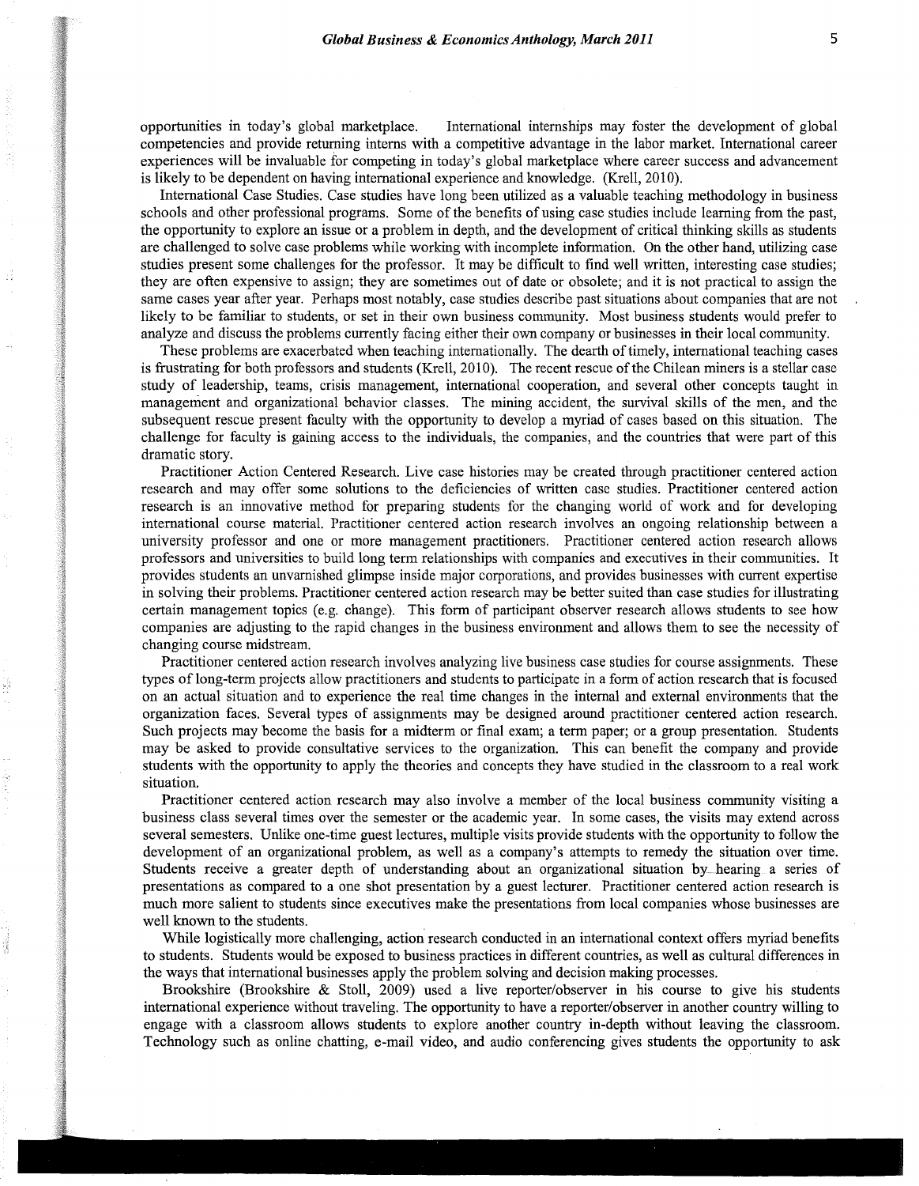opportunities in today's global marketplace. International internships may foster the development of global competencies and provide returning interns with a competitive advantage in the labor market. International career experiences will be invaluable for competing in today's global marketplace where career success and advancement is likely to be dependent on having international experience and knowledge. (Krell, 2010).

International Case Studies. Case studies have long been utilized as a valuable teaching methodology in business schools and other professional programs. Some of the benefits of using case studies include learning from the past, the opportunity to explore an issue or a problem in depth, and the development of critical thinking skills as students are challenged to solve case problems while working with incomplete information. On the other hand, utilizing case studies present some challenges for the professor. It may be difficult to find well written, interesting case studies; they are often expensive to assign; they are sometimes out of date or obsolete; and it is not practical to assign the same cases year after year. Perhaps most notably, case studies describe past situations about companies that are not likely to be familiar to students, or set in their own business community. Most business students would prefer to analyze and discuss the problems currently facing either their own company or businesses in their local community.

These problems are exacerbated when teaching internationally. The dearth of timely, international teaching cases is frustrating for both professors and students (Krell, 2010). The recent rescue of the Chilean miners is a stellar case study of leadership, teams, crisis management, international cooperation, and several other concepts taught in management and organizational behavior classes. The mining accident, the survival skills of the men, and the subsequent rescue present faculty with the opportunity to develop a myriad of cases based on this situation. The challenge for faculty is gaining access to the individuals, the companies, and the countries that were part of this dramatic story.

Practitioner Action Centered Research. Live case histories may be created through practitioner centered action research and may offer some solutions to the deficiencies of written case studies. Practitioner centered action research is an innovative method for preparing students for the changing world of work and for developing international course material. Practitioner centered action research involves an ongoing relationship between a university professor and one or more management practitioners. Practitioner centered action research allows professors and universities to build long term relationships with companies and executives in their communities. It provides students an unvarnished glimpse inside major corporations, and provides businesses with current expertise in solving their problems. Practitioner centered action research may be better suited than case studies for illustrating certain management topics (e.g. change). This form of participant observer research allows students to see how companies are adjusting to the rapid changes in the business environment and allows them to see the necessity of changing course midstream.

Practitioner centered action research involves analyzing live business case studies for course assignments. These types of long-term projects allow practitioners and students to participate in a form of action research that is focused on an actual situation and to experience the real time changes in the internal and external environments that the organization faces. Several types of assignments may be designed around practitioner centered action research. Such projects may become the basis for a midterm or final exam; a term paper; or a group presentation. Students may be asked to provide consultative services to the organization. This can benefit the company and provide students with the opportunity to apply the theories and concepts they have studied in the classroom to a real work situation.

Practitioner centered action research may also involve a member of the local business community visiting a business class several times over the semester or the academic year. In some cases, the visits may extend across several semesters. Unlike one-time guest lectures, multiple visits provide students with the opportunity to follow the development of an organizational problem, as well as a company's attempts to remedy the situation over time. Students receive a greater depth of understanding about an organizational situation by hearing a series of presentations as compared to a one shot presentation by a guest lecturer. Practitioner centered action research is much more salient to students since executives make the presentations from local companies whose businesses are well known to the students.

While logistically more challenging, action research conducted in an international context offers myriad benefits to students. Students would be exposed to business practices in different countries, as well as cultural differences in the ways that international businesses apply the problem solving and decision making processes.

Brookshire (Brookshire & Stoll, 2009) used a live reporter/observer in his course to give his students international experience without traveling. The opportunity to have a reporter/observer in another country willing to engage with a classroom allows students to explore another country in-depth without leaving the classroom. Technology such as online chatting, e-mail video, and audio conferencing gives students the opportunity to ask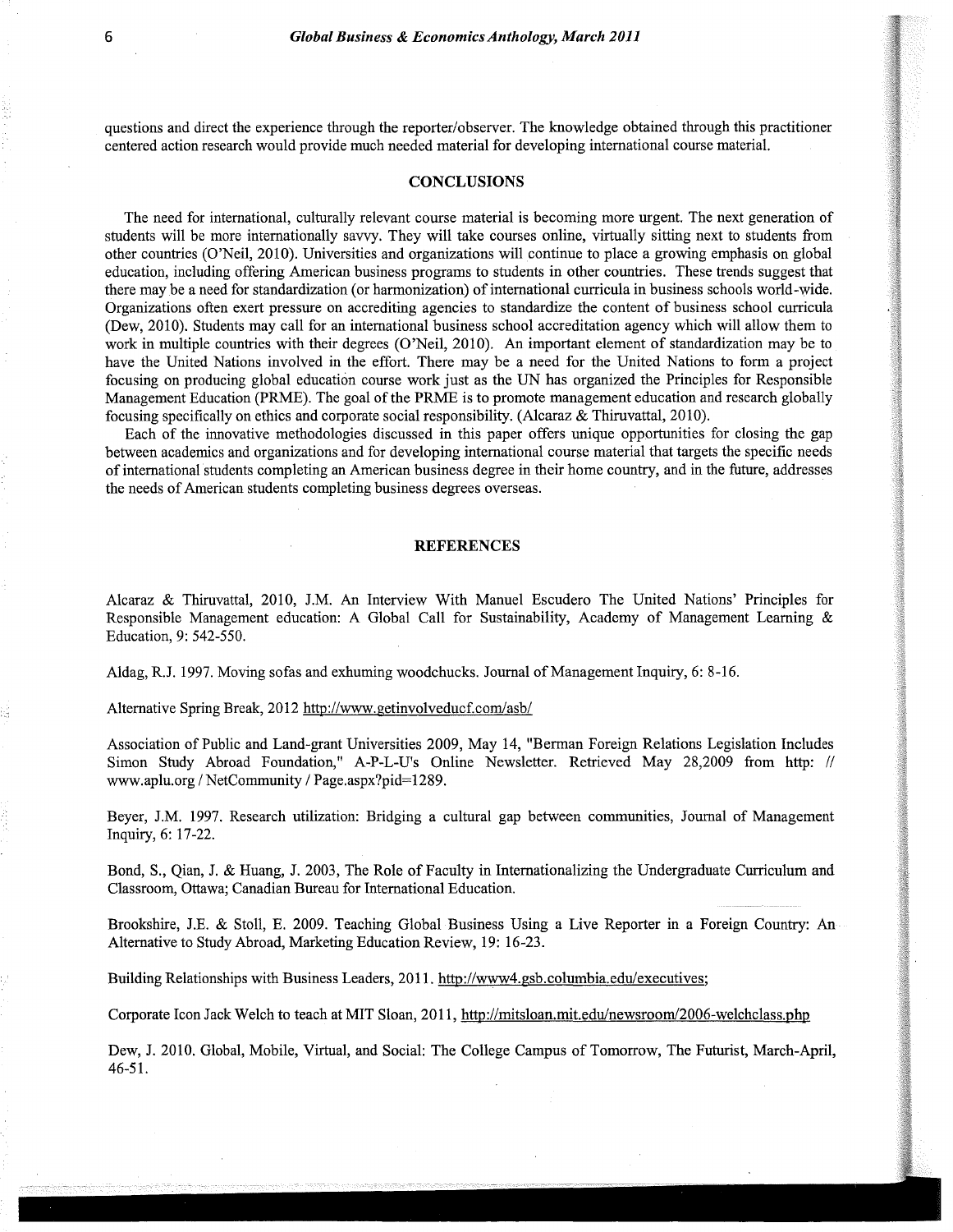questions and direct the experience through the reporter/observer. The knowledge obtained through this practitioner centered action research would provide much needed material for developing international course material.

## CONCLUSIONS

The need for international, culturally relevant course material is becoming more urgent. The next generation of students will be more internationally savvy. They will take courses online, virtually sitting next to students from other countries (O'Neil, 2010). Universities and organizations will continue to place a growing emphasis on global education, including offering American business programs to students in other countries. These trends suggest that there may be a need for standardization (or harmonization) of international curricula in business schools world-wide. Organizations often exert pressure on accrediting agencies to standardize the content of business school curricula (Dew, 2010). Students may call for an international business school accreditation agency which will allow them to work in multiple countries with their degrees (O'Neil, 2010). An important element of standardization may be to have the United Nations involved in the effort. There may be a need for the United Nations to form a project focusing on producing global education course work just as the UN has organized the Principles for Responsible Management Education (PRME). The goal of the PRME is to promote management education and research globally focusing specifically on ethics and corporate social responsibility. (Alcaraz & Thiruvattal, 2010).

Each of the innovative methodologies discussed in this paper offers unique opportunities for closing the gap between academics and organizations and for developing international course material that targets the specific needs of international students completing an American business degree in their home country, and in the future, addresses the needs of American students completing business degrees overseas.

## REFERENCES

Alcaraz & Thiruvattal, 2010, J.M. An Interview With Manuel Escudero The United Nations' Principles for Responsible Management education: A Global Call for Sustainability, Academy of Management Learning & Education, 9: 542-550.

Aldag, R.J. 1997. Moving sofas and exhuming woodchucks. Journal of Management Inquiry, 6: 8-16.

Alternative Spring Break, 2012 http://www.getinvolveducf.com/asb/

Association of Public and Land-grant Universities 2009, May 14, "Berman Foreign Relations Legislation Includes Simon Study Abroad Foundation," A-P-L-U's Online Newsletter. Retrieved May 28,2009 from http: // www.aplu.org / NetCommunity / Page.aspx?pid=1289.

Beyer, J.M. 1997. Research utilization: Bridging a cultural gap between communities, Journal of Management Inquiry, 6: 17-22.

Bond, S., Qian, J. & Huang, J. 2003, The Role of Faculty in Internationalizing the Undergraduate Curriculum and Classroom, Ottawa; Canadian Bureau for International Education.

Brookshire, J.E. & Stoll, E. 2009. Teaching Global Business Using a Live Reporter in a Foreign Country: An Alternative to Study Abroad, Marketing Education Review, 19: 16-23.

Building Relationships with Business Leaders, 2011. http://www4.gsb.columbia.edu/executives;

Corporate Icon Jack Welch to teach at MIT Sloan, 2011, http://mitsloan.mit.edu/newsroom/2006-welchclass.php

Dew, J. 2010. Global, Mobile, Virtual, and Social: The College Campus of Tomorrow, The Futurist, March-April, 46-51.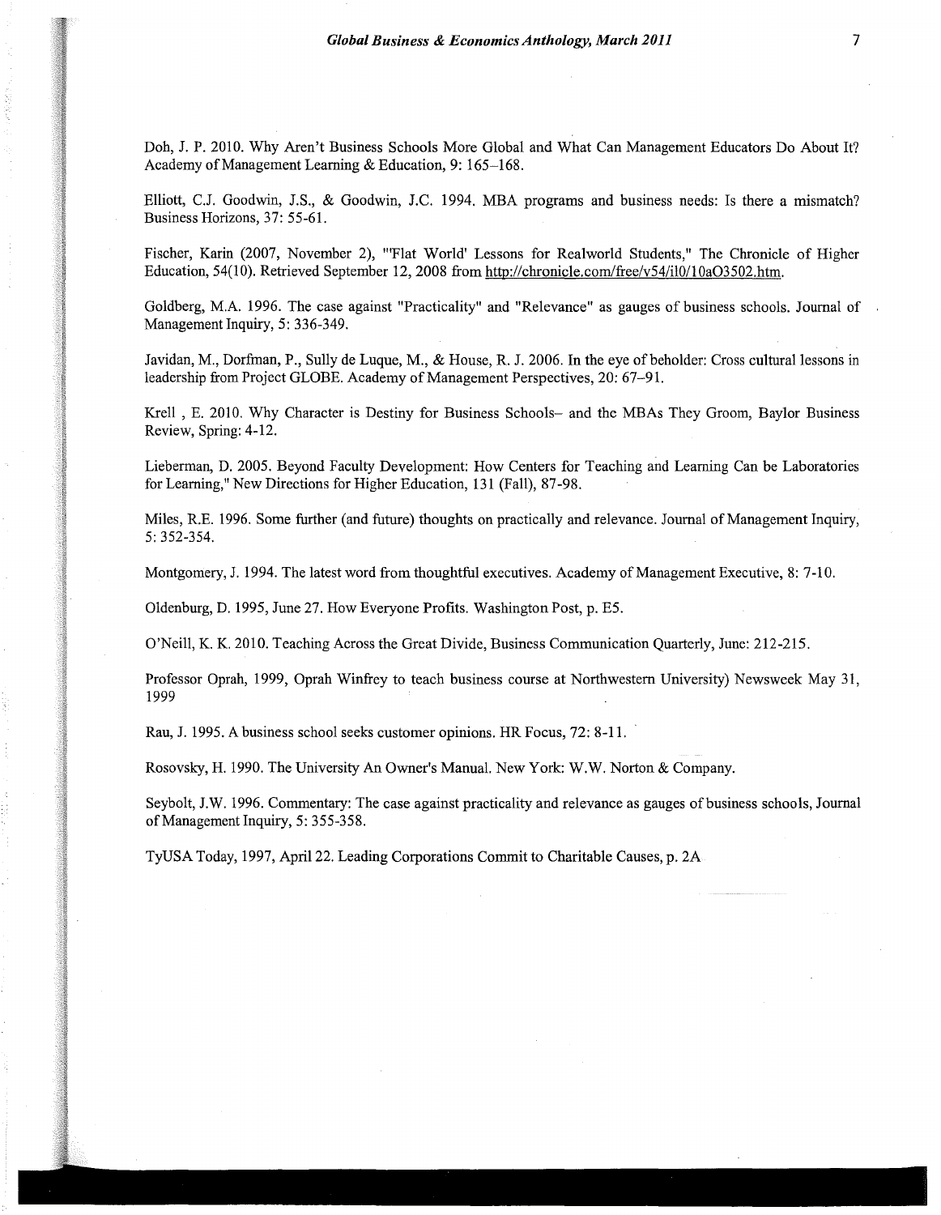Doh, J. P. 2010. Why Aren't Business Schools More Global and What Can Management Educators Do About It? Academy of Management Learning & Education, 9: 165–168.

Elliott, C.J. Goodwin, J.S., & Goodwin, J.C. 1994. MBA programs and business needs: Is there a mismatch? Business Horizons, 37: 55-61.

Fischer, Karin (2007, November 2), "'Flat World' Lessons for Realworld Students," The Chronicle of Higher Education, 54(10). Retrieved September 12, 2008 from http://chronicle.com/free/v54/i10/10a03502.htm.

Goldberg, M.A. 1996. The case against "Practicality" and "Relevance" as gauges of business schools. Journal of Management Inquiry, 5: 336-349.

Javidan, M., Dorfman, P., Sully de Luque, M., & House, R. J. 2006. In the eye of beholder: Cross cultural lessons in leadership from Project GLOBE. Academy of Management Perspectives, 20: 67–91.

Krell , E. 2010. Why Character is Destiny for Business Schools– and the MBAs They Groom, Baylor Business Review, Spring: 4-12.

Lieberman, D. 2005. Beyond Faculty Development: How Centers for Teaching and Learning Can be Laboratories for Learning," New Directions for Higher Education, 131 (Fall), 87-98.

Miles, R.E. 1996. Some further (and future) thoughts on practically and relevance. Journal of Management Inquiry, 5: 352-354.

Montgomery, J. 1994. The latest word from thoughtful executives. Academy of Management Executive, 8: 7-10.

Oldenburg, D. 1995, June 27. How Everyone Profits. Washington Post, p. E5.

O'Neill, K. K. 2010. Teaching Across the Great Divide, Business Communication Quarterly, June: 212-215.

Professor Oprah, 1999, Oprah Winfrey to teach business course at Northwestern University) Newsweek May 31, 1999

Rau, J. 1995. A business school seeks customer opinions. HR Focus, 72: 8-11.

Rosovsky, H. 1990. The University An Owner's Manual. New York: W.W. Norton & Company.

Seybolt, J.W. 1996. Commentary: The case against practicality and relevance as gauges of business schools, Journal of Management Inquiry, 5: 355-358.

TyUSA Today, 1997, April 22. Leading Corporations Commit to Charitable Causes, p. 2A